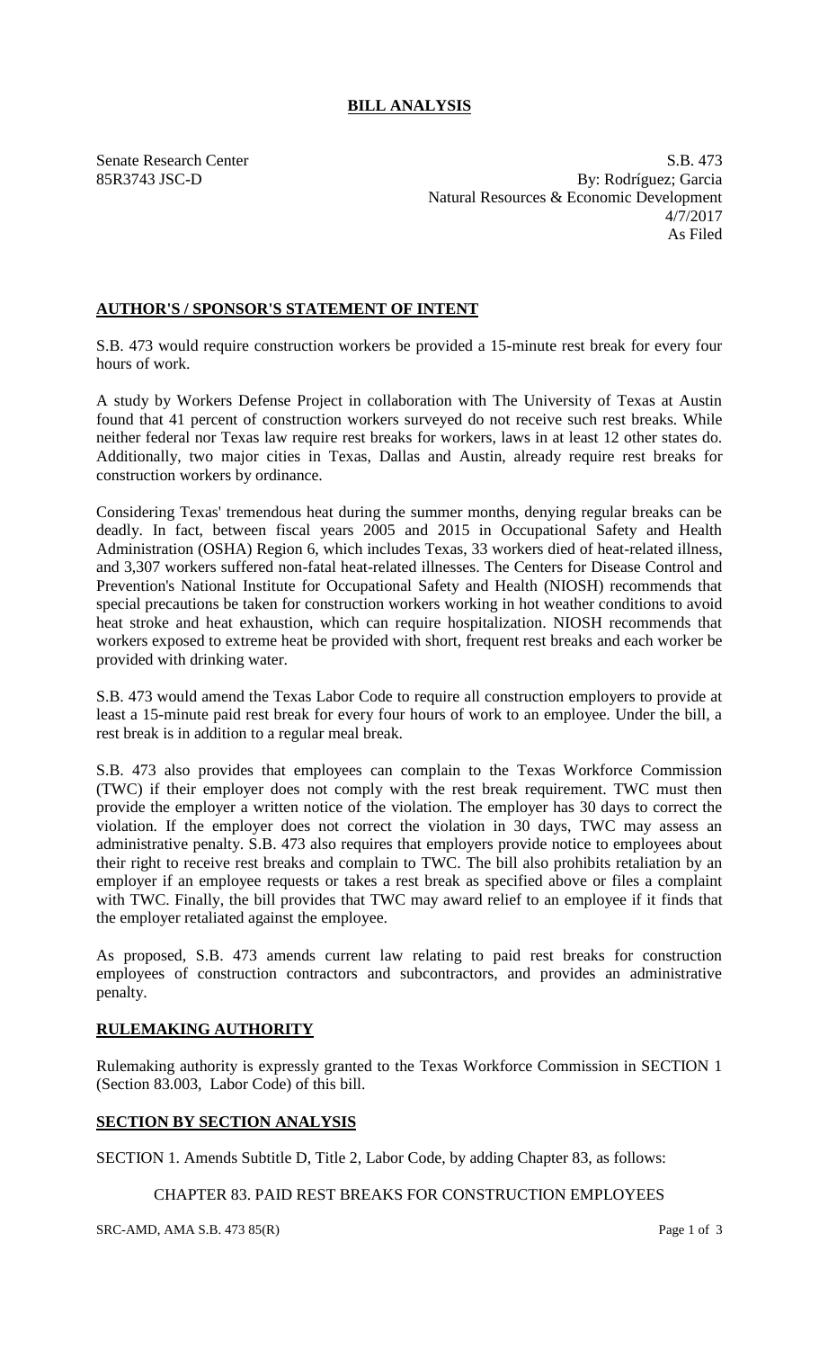# BILL ANALYSIS

Senate Research Center
85R3743 JSC-D

S.B. 473
By: Rodríguez; Garcia
Natural Resources & Economic Development
4/7/2017
As Filed

## AUTHOR'S / SPONSOR'S STATEMENT OF INTENT

S.B. 473 would require construction workers be provided a 15-minute rest break for every four hours of work.

A study by Workers Defense Project in collaboration with The University of Texas at Austin found that 41 percent of construction workers surveyed do not receive such rest breaks. While neither federal nor Texas law require rest breaks for workers, laws in at least 12 other states do. Additionally, two major cities in Texas, Dallas and Austin, already require rest breaks for construction workers by ordinance.

Considering Texas' tremendous heat during the summer months, denying regular breaks can be deadly. In fact, between fiscal years 2005 and 2015 in Occupational Safety and Health Administration (OSHA) Region 6, which includes Texas, 33 workers died of heat-related illness, and 3,307 workers suffered non-fatal heat-related illnesses. The Centers for Disease Control and Prevention's National Institute for Occupational Safety and Health (NIOSH) recommends that special precautions be taken for construction workers working in hot weather conditions to avoid heat stroke and heat exhaustion, which can require hospitalization. NIOSH recommends that workers exposed to extreme heat be provided with short, frequent rest breaks and each worker be provided with drinking water.

S.B. 473 would amend the Texas Labor Code to require all construction employers to provide at least a 15-minute paid rest break for every four hours of work to an employee. Under the bill, a rest break is in addition to a regular meal break.

S.B. 473 also provides that employees can complain to the Texas Workforce Commission (TWC) if their employer does not comply with the rest break requirement. TWC must then provide the employer a written notice of the violation. The employer has 30 days to correct the violation. If the employer does not correct the violation in 30 days, TWC may assess an administrative penalty. S.B. 473 also requires that employers provide notice to employees about their right to receive rest breaks and complain to TWC. The bill also prohibits retaliation by an employer if an employee requests or takes a rest break as specified above or files a complaint with TWC. Finally, the bill provides that TWC may award relief to an employee if it finds that the employer retaliated against the employee.

As proposed, S.B. 473 amends current law relating to paid rest breaks for construction employees of construction contractors and subcontractors, and provides an administrative penalty.

## RULEMAKING AUTHORITY

Rulemaking authority is expressly granted to the Texas Workforce Commission in SECTION 1 (Section 83.003, Labor Code) of this bill.

## SECTION BY SECTION ANALYSIS

SECTION 1. Amends Subtitle D, Title 2, Labor Code, by adding Chapter 83, as follows:

CHAPTER 83. PAID REST BREAKS FOR CONSTRUCTION EMPLOYEES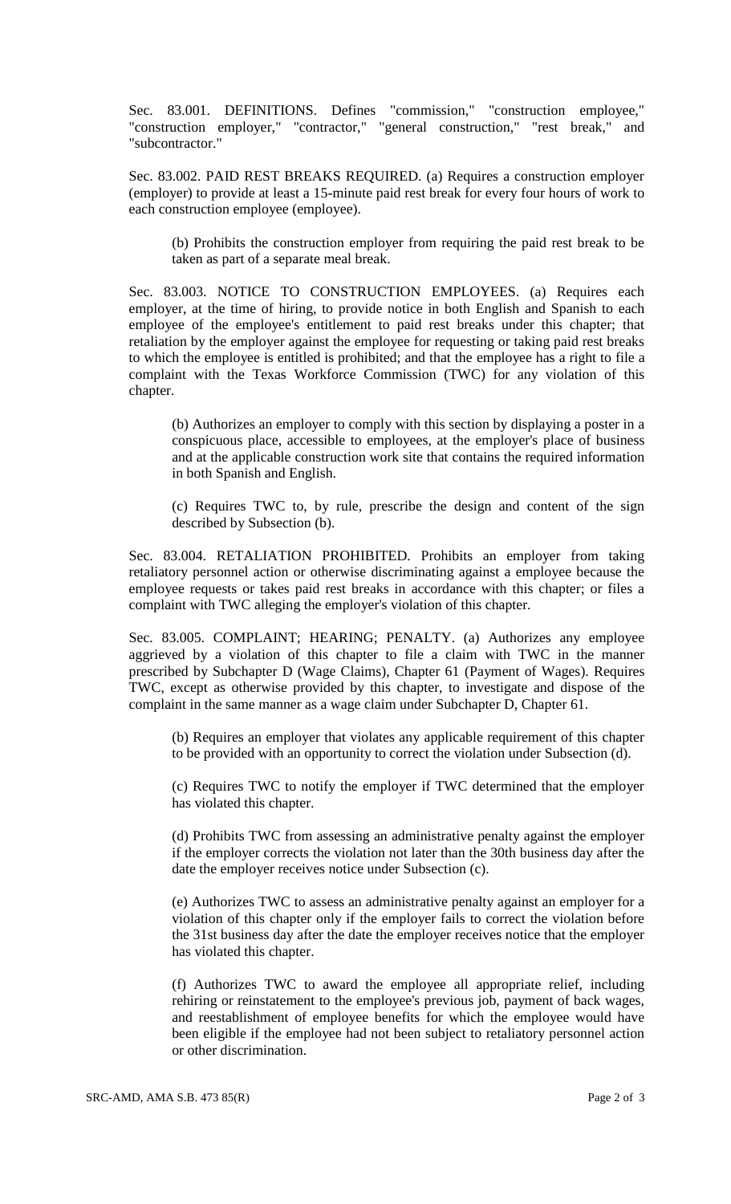Sec. 83.001. DEFINITIONS. Defines "commission," "construction employee," "construction employer," "contractor," "general construction," "rest break," and "subcontractor."

Sec. 83.002. PAID REST BREAKS REQUIRED. (a) Requires a construction employer (employer) to provide at least a 15-minute paid rest break for every four hours of work to each construction employee (employee).

(b) Prohibits the construction employer from requiring the paid rest break to be taken as part of a separate meal break.

Sec. 83.003. NOTICE TO CONSTRUCTION EMPLOYEES. (a) Requires each employer, at the time of hiring, to provide notice in both English and Spanish to each employee of the employee's entitlement to paid rest breaks under this chapter; that retaliation by the employer against the employee for requesting or taking paid rest breaks to which the employee is entitled is prohibited; and that the employee has a right to file a complaint with the Texas Workforce Commission (TWC) for any violation of this chapter.

(b) Authorizes an employer to comply with this section by displaying a poster in a conspicuous place, accessible to employees, at the employer's place of business and at the applicable construction work site that contains the required information in both Spanish and English.

(c) Requires TWC to, by rule, prescribe the design and content of the sign described by Subsection (b).

Sec. 83.004. RETALIATION PROHIBITED. Prohibits an employer from taking retaliatory personnel action or otherwise discriminating against a employee because the employee requests or takes paid rest breaks in accordance with this chapter; or files a complaint with TWC alleging the employer's violation of this chapter.

Sec. 83.005. COMPLAINT; HEARING; PENALTY. (a) Authorizes any employee aggrieved by a violation of this chapter to file a claim with TWC in the manner prescribed by Subchapter D (Wage Claims), Chapter 61 (Payment of Wages). Requires TWC, except as otherwise provided by this chapter, to investigate and dispose of the complaint in the same manner as a wage claim under Subchapter D, Chapter 61.

(b) Requires an employer that violates any applicable requirement of this chapter to be provided with an opportunity to correct the violation under Subsection (d).

(c) Requires TWC to notify the employer if TWC determined that the employer has violated this chapter.

(d) Prohibits TWC from assessing an administrative penalty against the employer if the employer corrects the violation not later than the 30th business day after the date the employer receives notice under Subsection (c).

(e) Authorizes TWC to assess an administrative penalty against an employer for a violation of this chapter only if the employer fails to correct the violation before the 31st business day after the date the employer receives notice that the employer has violated this chapter.

(f) Authorizes TWC to award the employee all appropriate relief, including rehiring or reinstatement to the employee's previous job, payment of back wages, and reestablishment of employee benefits for which the employee would have been eligible if the employee had not been subject to retaliatory personnel action or other discrimination.

SRC-AMD, AMA S.B. 473 85(R)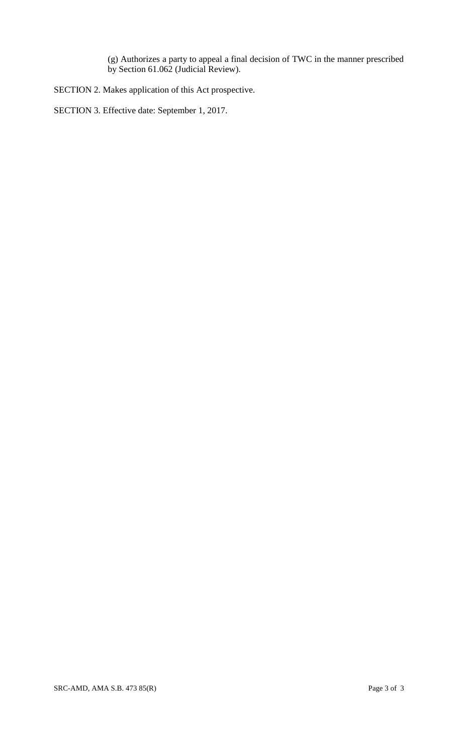(g) Authorizes a party to appeal a final decision of TWC in the manner prescribed by Section 61.062 (Judicial Review).

SECTION 2. Makes application of this Act prospective.

SECTION 3. Effective date: September 1, 2017.